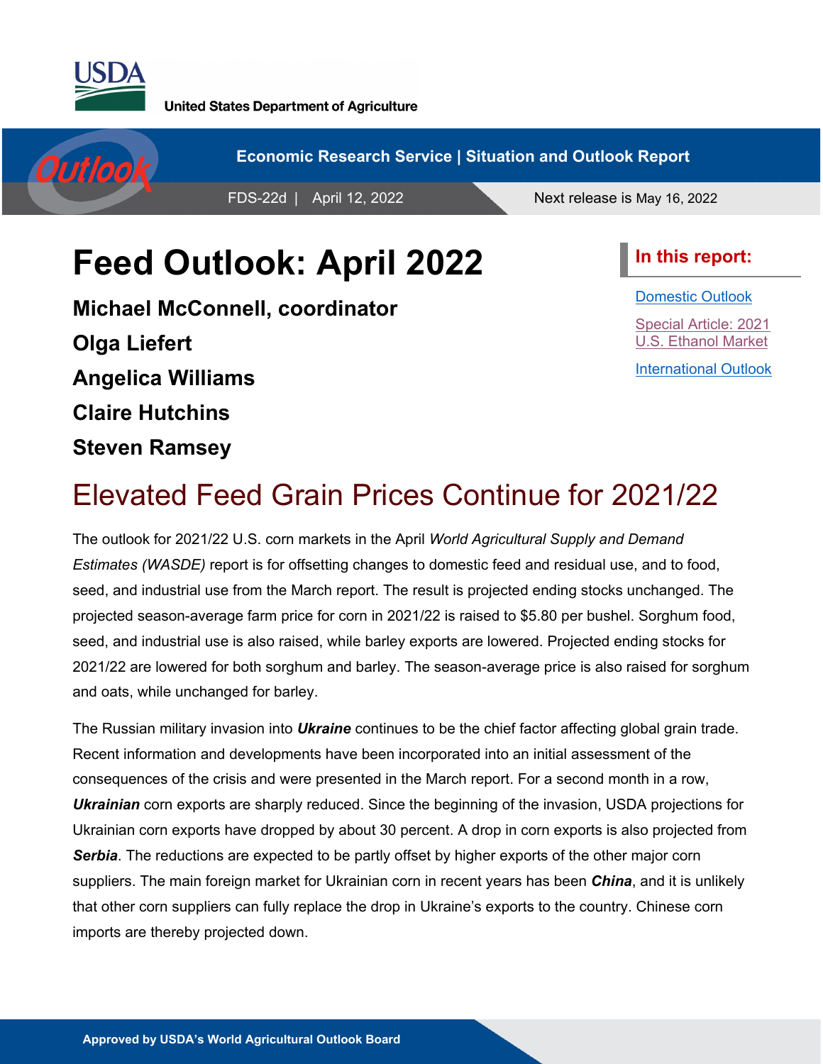United States Department of Agriculture

Economic Research Service | Situation and Outlook Report

FDS-22d | April 12, 2022

Next release is May 16, 2022

# Feed Outlook: April 2022

**Michael McConnell, coordinator**

**Olga Liefert**

**Angelica Williams**

**Claire Hutchins**

**Steven Ramsey**

**In this report:**

- Domestic Outlook
- Special Article: 2021 U.S. Ethanol Market
- International Outlook

## Elevated Feed Grain Prices Continue for 2021/22

The outlook for 2021/22 U.S. corn markets in the April *World Agricultural Supply and Demand Estimates (WASDE)* report is for offsetting changes to domestic feed and residual use, and to food, seed, and industrial use from the March report. The result is projected ending stocks unchanged. The projected season-average farm price for corn in 2021/22 is raised to $5.80 per bushel. Sorghum food, seed, and industrial use is also raised, while barley exports are lowered. Projected ending stocks for 2021/22 are lowered for both sorghum and barley. The season-average price is also raised for sorghum and oats, while unchanged for barley.

The Russian military invasion into ***Ukraine*** continues to be the chief factor affecting global grain trade. Recent information and developments have been incorporated into an initial assessment of the consequences of the crisis and were presented in the March report. For a second month in a row, ***Ukrainian*** corn exports are sharply reduced. Since the beginning of the invasion, USDA projections for Ukrainian corn exports have dropped by about 30 percent. A drop in corn exports is also projected from ***Serbia***. The reductions are expected to be partly offset by higher exports of the other major corn suppliers. The main foreign market for Ukrainian corn in recent years has been ***China***, and it is unlikely that other corn suppliers can fully replace the drop in Ukraine's exports to the country. Chinese corn imports are thereby projected down.

Approved by USDA's World Agricultural Outlook Board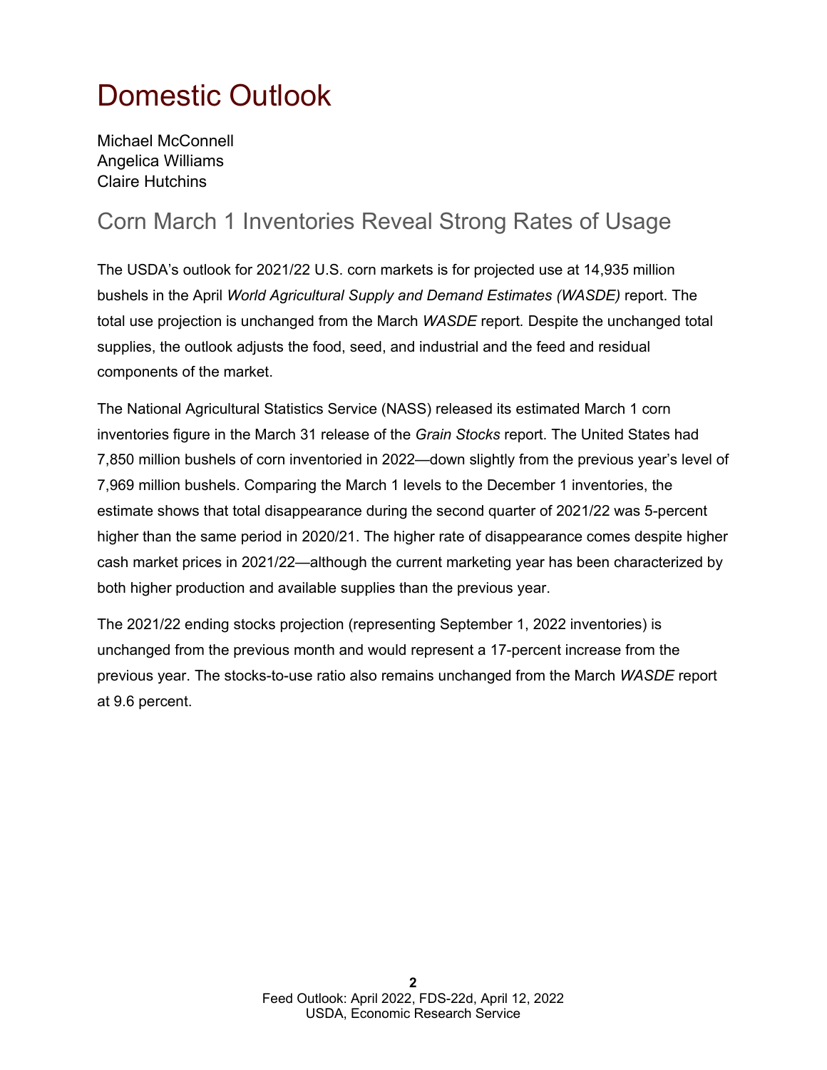# Domestic Outlook

Michael McConnell
Angelica Williams
Claire Hutchins

## Corn March 1 Inventories Reveal Strong Rates of Usage

The USDA's outlook for 2021/22 U.S. corn markets is for projected use at 14,935 million bushels in the April *World Agricultural Supply and Demand Estimates (WASDE)* report. The total use projection is unchanged from the March *WASDE* report. Despite the unchanged total supplies, the outlook adjusts the food, seed, and industrial and the feed and residual components of the market.

The National Agricultural Statistics Service (NASS) released its estimated March 1 corn inventories figure in the March 31 release of the *Grain Stocks* report. The United States had 7,850 million bushels of corn inventoried in 2022—down slightly from the previous year's level of 7,969 million bushels. Comparing the March 1 levels to the December 1 inventories, the estimate shows that total disappearance during the second quarter of 2021/22 was 5-percent higher than the same period in 2020/21. The higher rate of disappearance comes despite higher cash market prices in 2021/22—although the current marketing year has been characterized by both higher production and available supplies than the previous year.

The 2021/22 ending stocks projection (representing September 1, 2022 inventories) is unchanged from the previous month and would represent a 17-percent increase from the previous year. The stocks-to-use ratio also remains unchanged from the March *WASDE* report at 9.6 percent.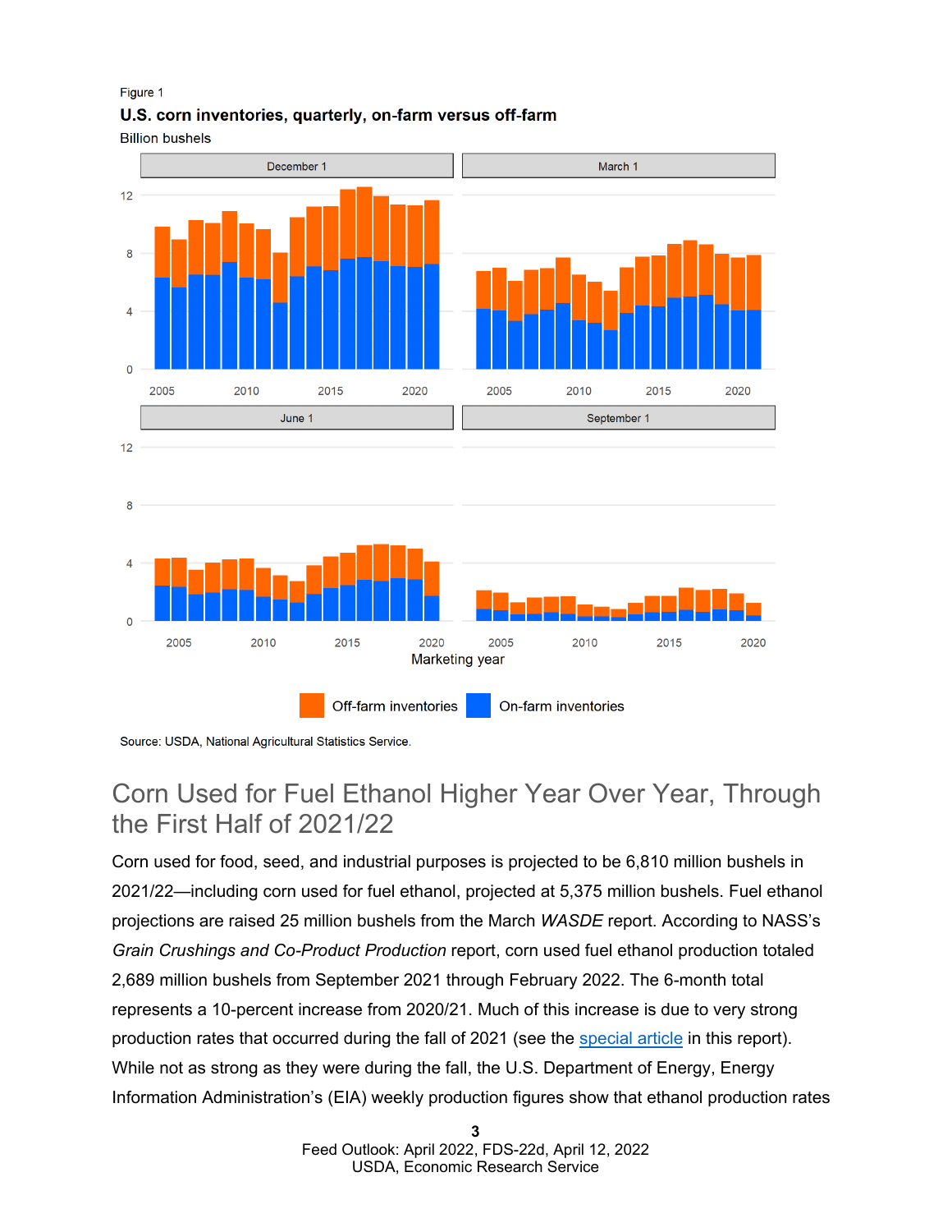Figure 1

**U.S. corn inventories, quarterly, on-farm versus off-farm**

Billion bushels

December 1

March 1

June 1

September 1

12

8

4

0

2005 2010 2015 2020

Marketing year

Off-farm inventories
On-farm inventories

Source: USDA, National Agricultural Statistics Service.

## Corn Used for Fuel Ethanol Higher Year Over Year, Through the First Half of 2021/22

Corn used for food, seed, and industrial purposes is projected to be 6,810 million bushels in 2021/22—including corn used for fuel ethanol, projected at 5,375 million bushels. Fuel ethanol projections are raised 25 million bushels from the March *WASDE* report. According to NASS's *Grain Crushings and Co-Product Production* report, corn used fuel ethanol production totaled 2,689 million bushels from September 2021 through February 2022. The 6-month total represents a 10-percent increase from 2020/21. Much of this increase is due to very strong production rates that occurred during the fall of 2021 (see the special article in this report). While not as strong as they were during the fall, the U.S. Department of Energy, Energy Information Administration's (EIA) weekly production figures show that ethanol production rates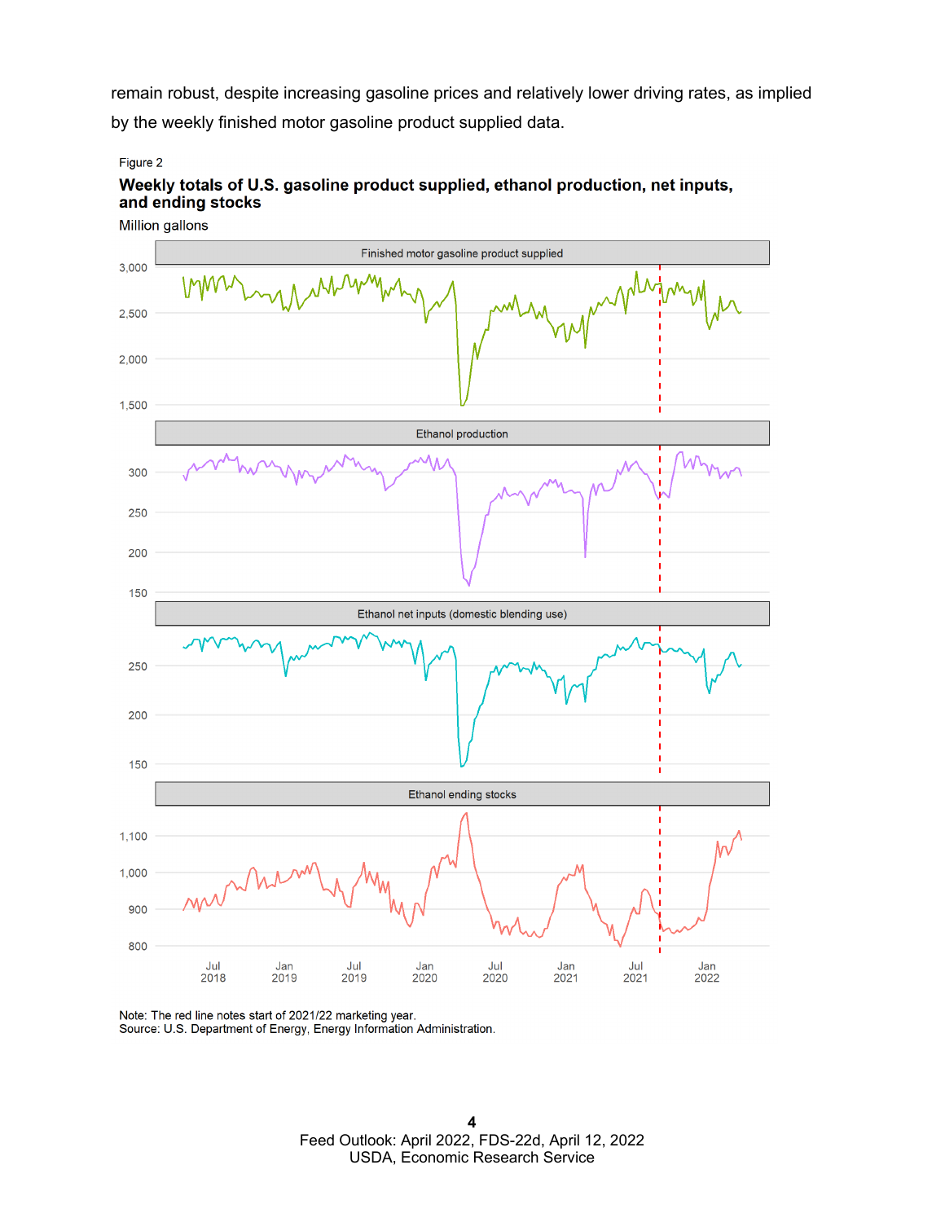remain robust, despite increasing gasoline prices and relatively lower driving rates, as implied by the weekly finished motor gasoline product supplied data.

Figure 2

**Weekly totals of U.S. gasoline product supplied, ethanol production, net inputs, and ending stocks**

Million gallons

Finished motor gasoline product supplied

3,000
2,500
2,000
1,500

Ethanol production

300
250
200
150

Ethanol net inputs (domestic blending use)

250
200
150

Ethanol ending stocks

1,100
1,000
900
800

Jul 2018
Jan 2019
Jul 2019
Jan 2020
Jul 2020
Jan 2021
Jul 2021
Jan 2022

Note: The red line notes start of 2021/22 marketing year.
Source: U.S. Department of Energy, Energy Information Administration.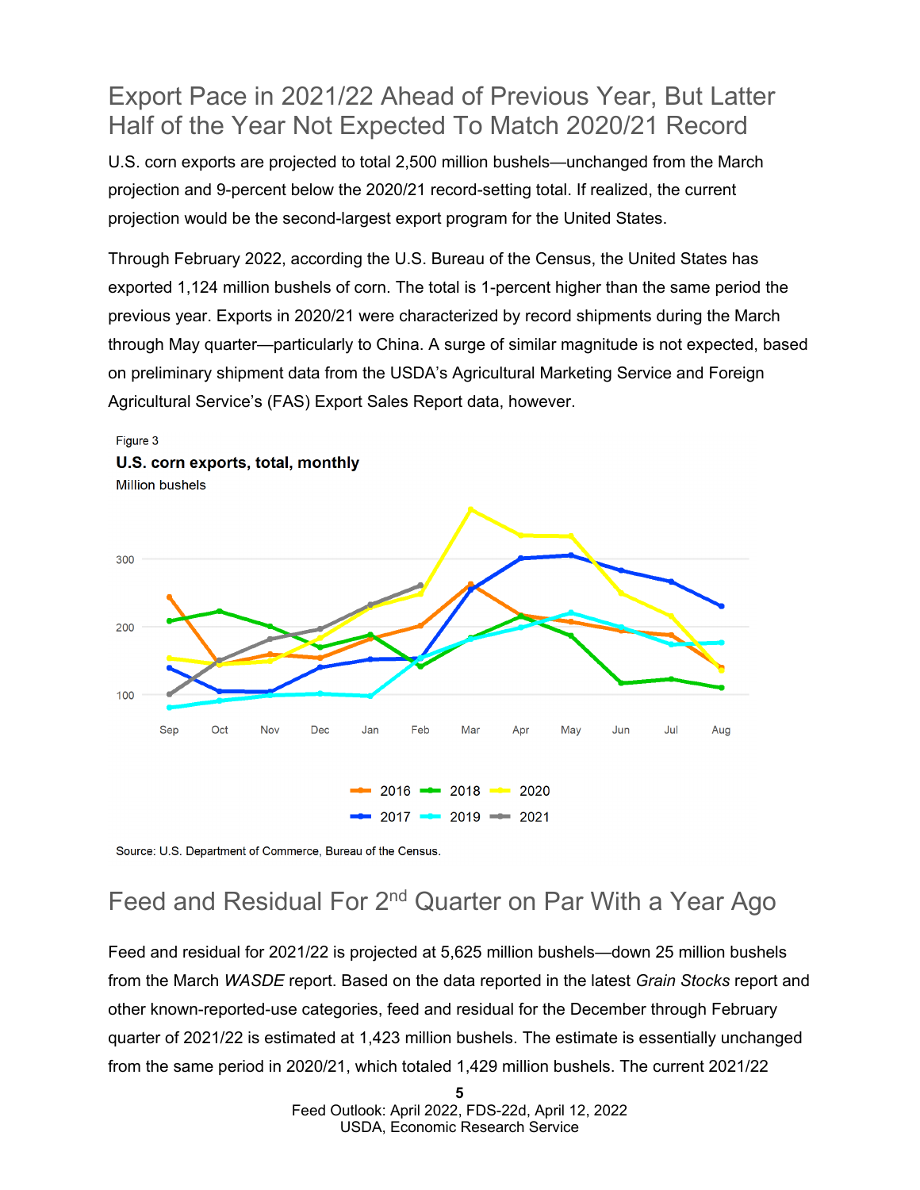## Export Pace in 2021/22 Ahead of Previous Year, But Latter Half of the Year Not Expected To Match 2020/21 Record

U.S. corn exports are projected to total 2,500 million bushels—unchanged from the March projection and 9-percent below the 2020/21 record-setting total. If realized, the current projection would be the second-largest export program for the United States.

Through February 2022, according the U.S. Bureau of the Census, the United States has exported 1,124 million bushels of corn. The total is 1-percent higher than the same period the previous year. Exports in 2020/21 were characterized by record shipments during the March through May quarter—particularly to China. A surge of similar magnitude is not expected, based on preliminary shipment data from the USDA's Agricultural Marketing Service and Foreign Agricultural Service's (FAS) Export Sales Report data, however.

Figure 3

**U.S. corn exports, total, monthly**

Million bushels

300
200
100

Sep Oct Nov Dec Jan Feb Mar Apr May Jun Jul Aug

2016 2018 2020
2017 2019 2021

Source: U.S. Department of Commerce, Bureau of the Census.

## Feed and Residual For 2nd Quarter on Par With a Year Ago

Feed and residual for 2021/22 is projected at 5,625 million bushels—down 25 million bushels from the March *WASDE* report. Based on the data reported in the latest *Grain Stocks* report and other known-reported-use categories, feed and residual for the December through February quarter of 2021/22 is estimated at 1,423 million bushels. The estimate is essentially unchanged from the same period in 2020/21, which totaled 1,429 million bushels. The current 2021/22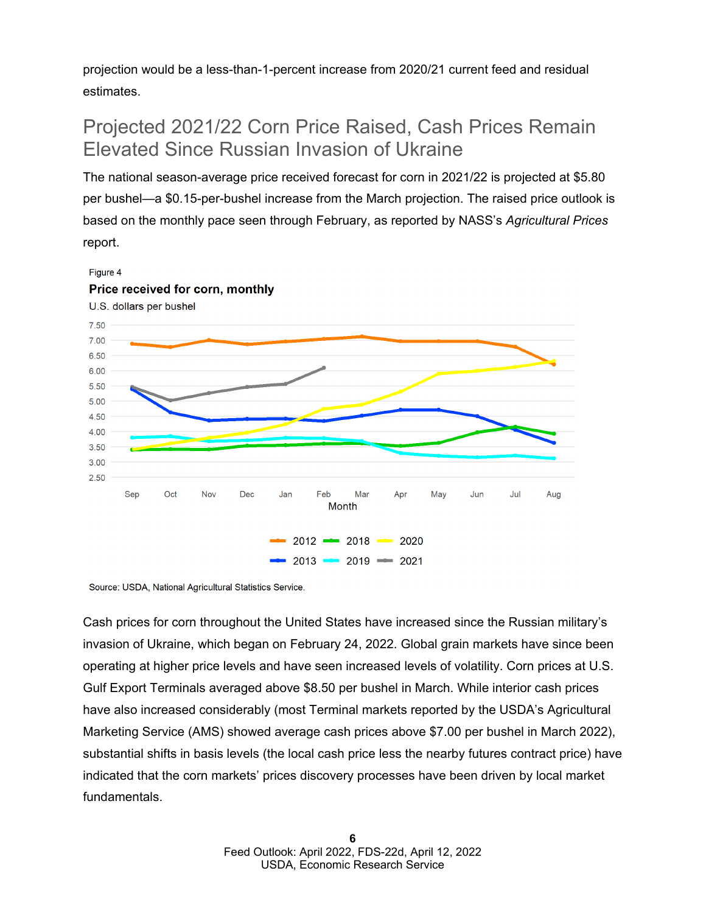projection would be a less-than-1-percent increase from 2020/21 current feed and residual estimates.

## Projected 2021/22 Corn Price Raised, Cash Prices Remain Elevated Since Russian Invasion of Ukraine

The national season-average price received forecast for corn in 2021/22 is projected at $5.80 per bushel—a $0.15-per-bushel increase from the March projection. The raised price outlook is based on the monthly pace seen through February, as reported by NASS's *Agricultural Prices* report.

Figure 4

**Price received for corn, monthly**

U.S. dollars per bushel

7.50
7.00
6.50
6.00
5.50
5.00
4.50
4.00
3.50
3.00
2.50

Sep Oct Nov Dec Jan Feb Mar Apr May Jun Jul Aug

Month

2012 2018 2020
2013 2019 2021

Source: USDA, National Agricultural Statistics Service.

Cash prices for corn throughout the United States have increased since the Russian military's invasion of Ukraine, which began on February 24, 2022. Global grain markets have since been operating at higher price levels and have seen increased levels of volatility. Corn prices at U.S. Gulf Export Terminals averaged above $8.50 per bushel in March. While interior cash prices have also increased considerably (most Terminal markets reported by the USDA's Agricultural Marketing Service (AMS) showed average cash prices above $7.00 per bushel in March 2022), substantial shifts in basis levels (the local cash price less the nearby futures contract price) have indicated that the corn markets' prices discovery processes have been driven by local market fundamentals.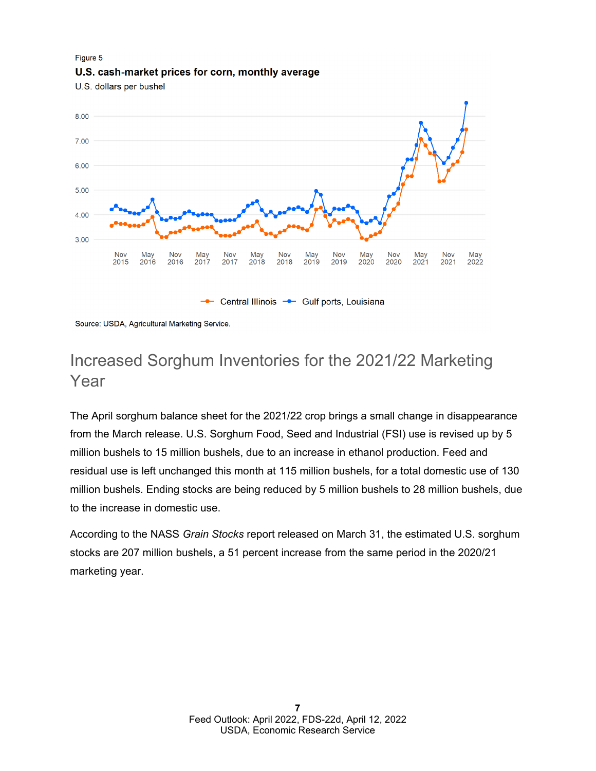Figure 5

**U.S. cash-market prices for corn, monthly average**

U.S. dollars per bushel

8.00
7.00
6.00
5.00
4.00
3.00

Nov 2015
May 2016
Nov 2016
May 2017
Nov 2017
May 2018
Nov 2018
May 2019
Nov 2019
May 2020
Nov 2020
May 2021
Nov 2021
May 2022

Central Illinois
Gulf ports, Louisiana

Source: USDA, Agricultural Marketing Service.

## Increased Sorghum Inventories for the 2021/22 Marketing Year

The April sorghum balance sheet for the 2021/22 crop brings a small change in disappearance from the March release. U.S. Sorghum Food, Seed and Industrial (FSI) use is revised up by 5 million bushels to 15 million bushels, due to an increase in ethanol production. Feed and residual use is left unchanged this month at 115 million bushels, for a total domestic use of 130 million bushels. Ending stocks are being reduced by 5 million bushels to 28 million bushels, due to the increase in domestic use.

According to the NASS *Grain Stocks* report released on March 31, the estimated U.S. sorghum stocks are 207 million bushels, a 51 percent increase from the same period in the 2020/21 marketing year.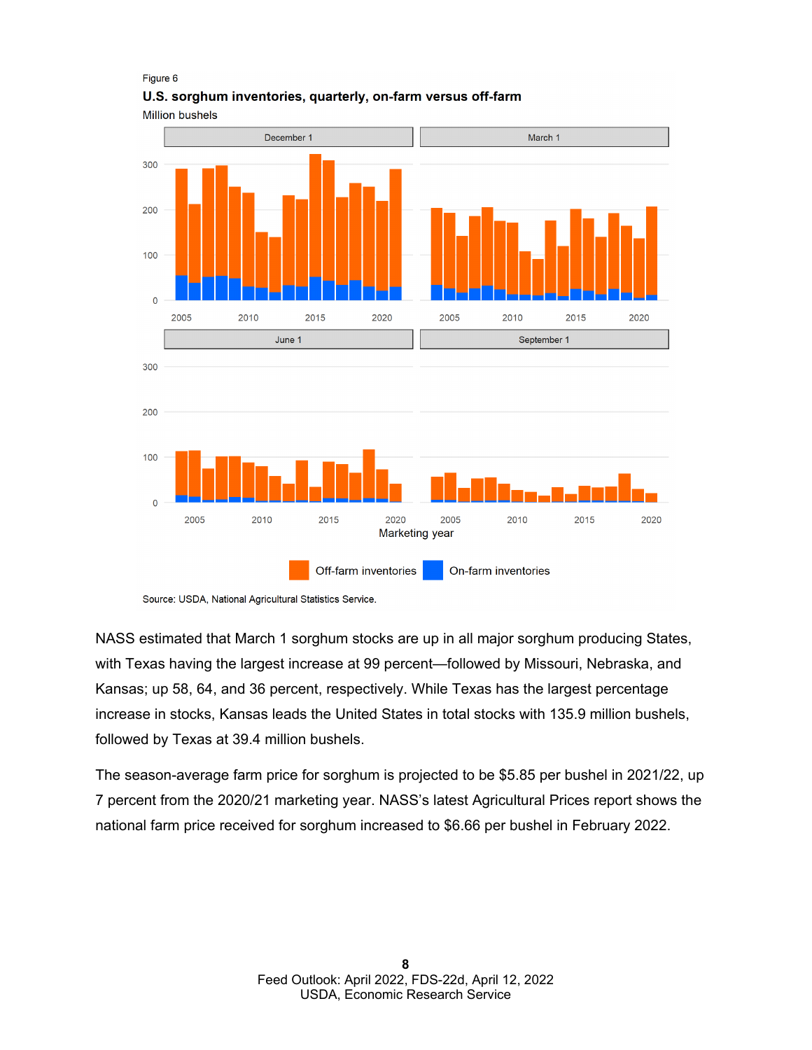Figure 6

**U.S. sorghum inventories, quarterly, on-farm versus off-farm**

Million bushels

December 1

March 1

June 1

September 1

300

200

100

0

2005

2010

2015

2020

Marketing year

Off-farm inventories

On-farm inventories

Source: USDA, National Agricultural Statistics Service.

NASS estimated that March 1 sorghum stocks are up in all major sorghum producing States, with Texas having the largest increase at 99 percent—followed by Missouri, Nebraska, and Kansas; up 58, 64, and 36 percent, respectively. While Texas has the largest percentage increase in stocks, Kansas leads the United States in total stocks with 135.9 million bushels, followed by Texas at 39.4 million bushels.

The season-average farm price for sorghum is projected to be $5.85 per bushel in 2021/22, up 7 percent from the 2020/21 marketing year. NASS's latest Agricultural Prices report shows the national farm price received for sorghum increased to $6.66 per bushel in February 2022.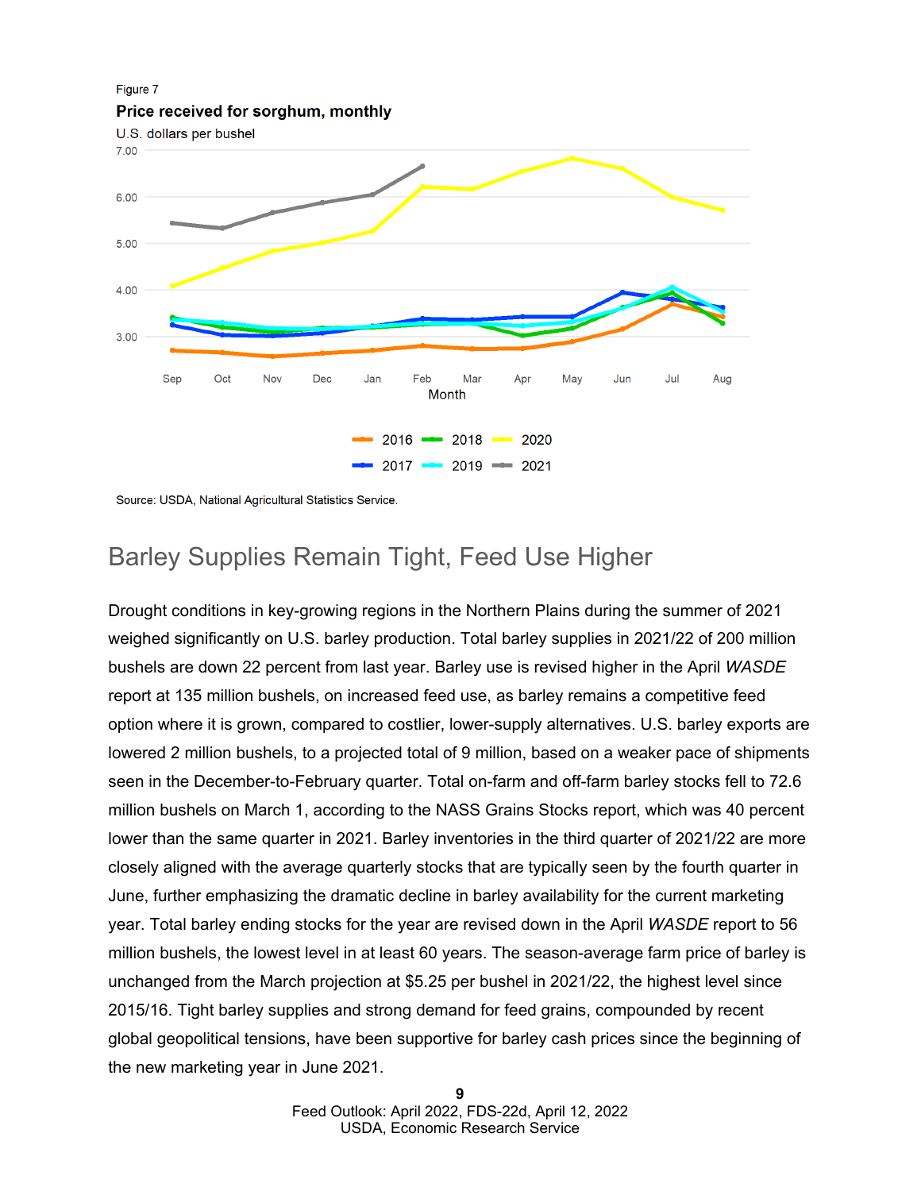Figure 7

**Price received for sorghum, monthly**

U.S. dollars per bushel

Source: USDA, National Agricultural Statistics Service.

## Barley Supplies Remain Tight, Feed Use Higher

Drought conditions in key-growing regions in the Northern Plains during the summer of 2021 weighed significantly on U.S. barley production. Total barley supplies in 2021/22 of 200 million bushels are down 22 percent from last year. Barley use is revised higher in the April *WASDE* report at 135 million bushels, on increased feed use, as barley remains a competitive feed option where it is grown, compared to costlier, lower-supply alternatives. U.S. barley exports are lowered 2 million bushels, to a projected total of 9 million, based on a weaker pace of shipments seen in the December-to-February quarter. Total on-farm and off-farm barley stocks fell to 72.6 million bushels on March 1, according to the NASS Grains Stocks report, which was 40 percent lower than the same quarter in 2021. Barley inventories in the third quarter of 2021/22 are more closely aligned with the average quarterly stocks that are typically seen by the fourth quarter in June, further emphasizing the dramatic decline in barley availability for the current marketing year. Total barley ending stocks for the year are revised down in the April *WASDE* report to 56 million bushels, the lowest level in at least 60 years. The season-average farm price of barley is unchanged from the March projection at $5.25 per bushel in 2021/22, the highest level since 2015/16. Tight barley supplies and strong demand for feed grains, compounded by recent global geopolitical tensions, have been supportive for barley cash prices since the beginning of the new marketing year in June 2021.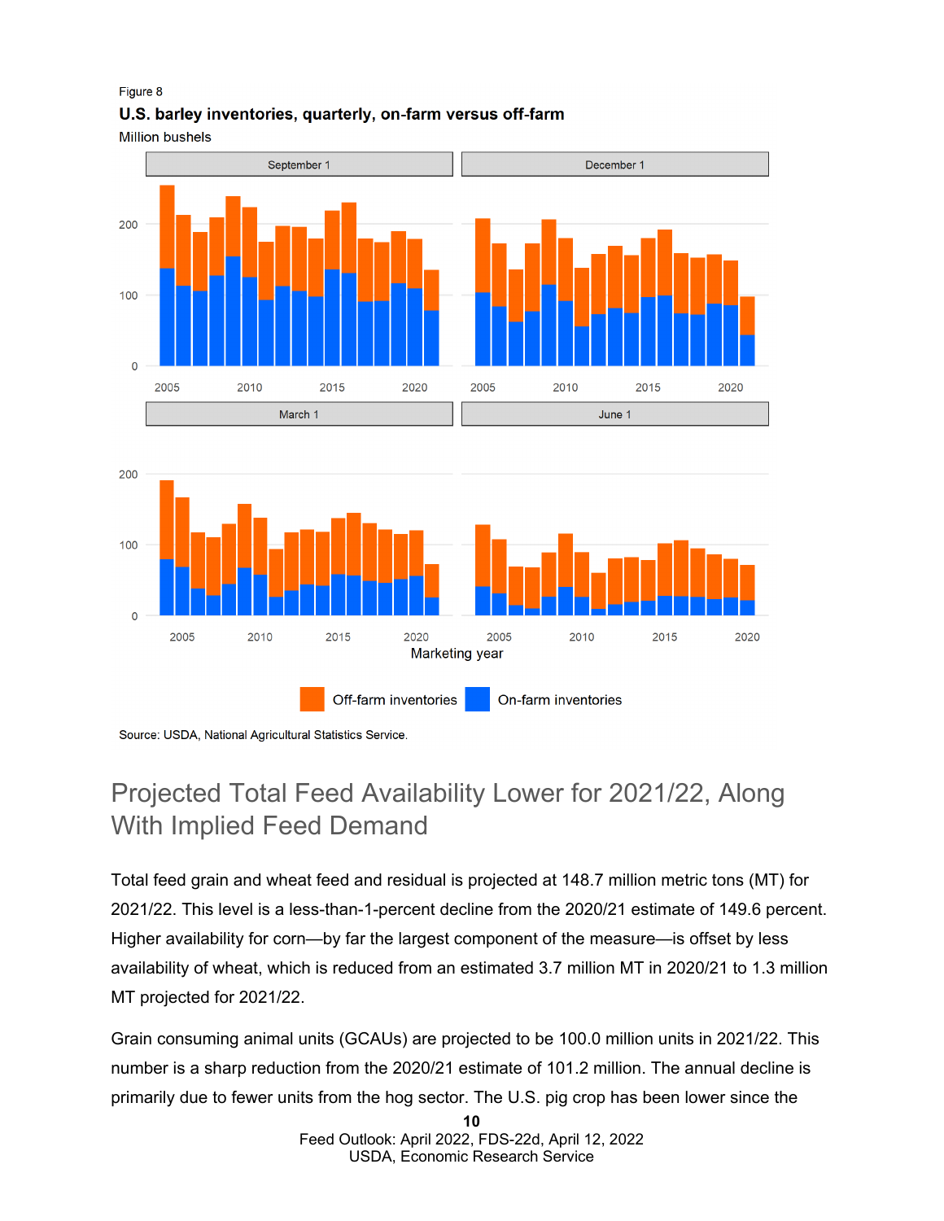Figure 8

**U.S. barley inventories, quarterly, on-farm versus off-farm**

Million bushels

Source: USDA, National Agricultural Statistics Service.

## Projected Total Feed Availability Lower for 2021/22, Along With Implied Feed Demand

Total feed grain and wheat feed and residual is projected at 148.7 million metric tons (MT) for 2021/22. This level is a less-than-1-percent decline from the 2020/21 estimate of 149.6 percent. Higher availability for corn—by far the largest component of the measure—is offset by less availability of wheat, which is reduced from an estimated 3.7 million MT in 2020/21 to 1.3 million MT projected for 2021/22.

Grain consuming animal units (GCAUs) are projected to be 100.0 million units in 2021/22. This number is a sharp reduction from the 2020/21 estimate of 101.2 million. The annual decline is primarily due to fewer units from the hog sector. The U.S. pig crop has been lower since the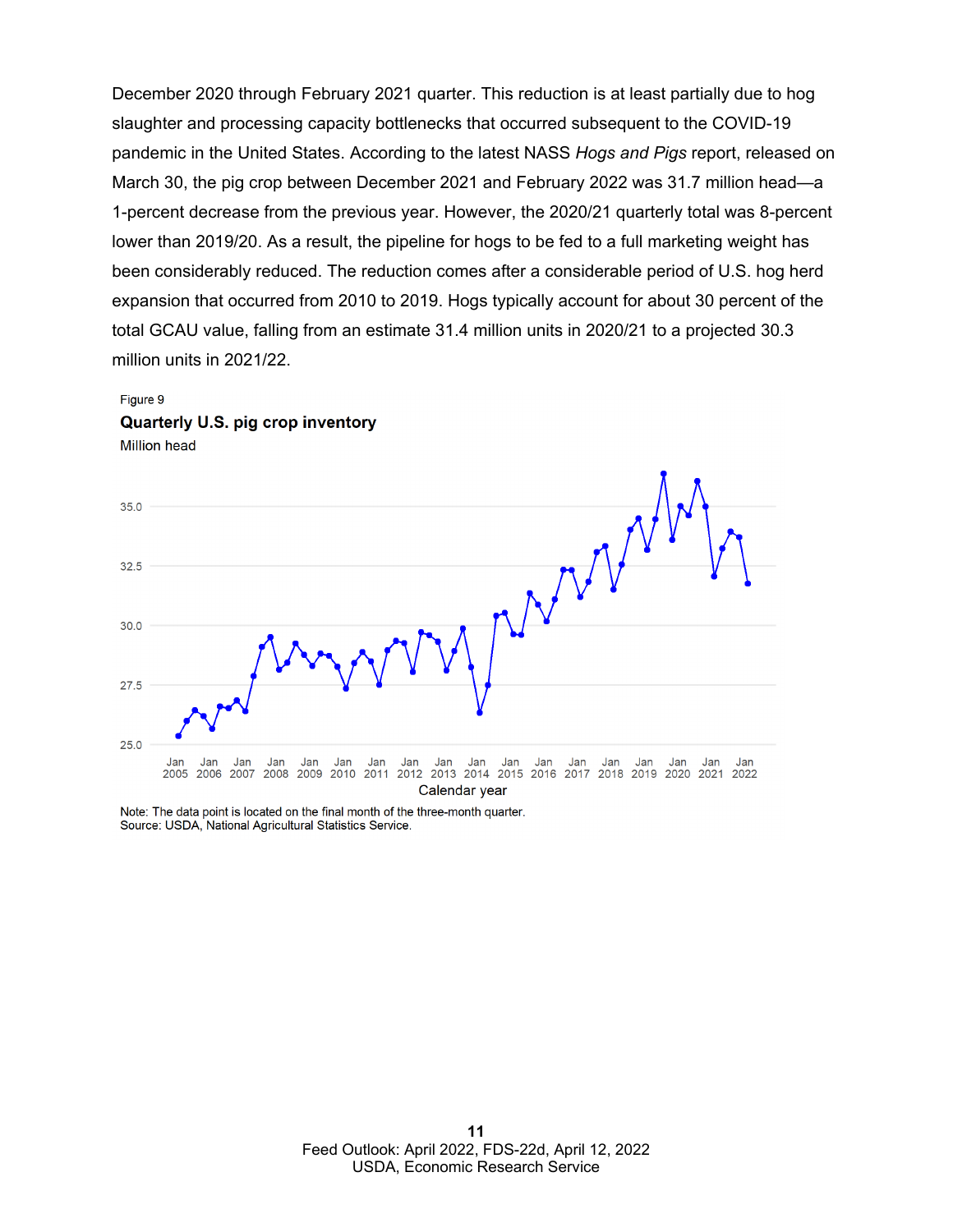December 2020 through February 2021 quarter. This reduction is at least partially due to hog slaughter and processing capacity bottlenecks that occurred subsequent to the COVID-19 pandemic in the United States. According to the latest NASS *Hogs and Pigs* report, released on March 30, the pig crop between December 2021 and February 2022 was 31.7 million head—a 1-percent decrease from the previous year. However, the 2020/21 quarterly total was 8-percent lower than 2019/20. As a result, the pipeline for hogs to be fed to a full marketing weight has been considerably reduced. The reduction comes after a considerable period of U.S. hog herd expansion that occurred from 2010 to 2019. Hogs typically account for about 30 percent of the total GCAU value, falling from an estimate 31.4 million units in 2020/21 to a projected 30.3 million units in 2021/22.

Figure 9

**Quarterly U.S. pig crop inventory**

Million head

Note: The data point is located on the final month of the three-month quarter.
Source: USDA, National Agricultural Statistics Service.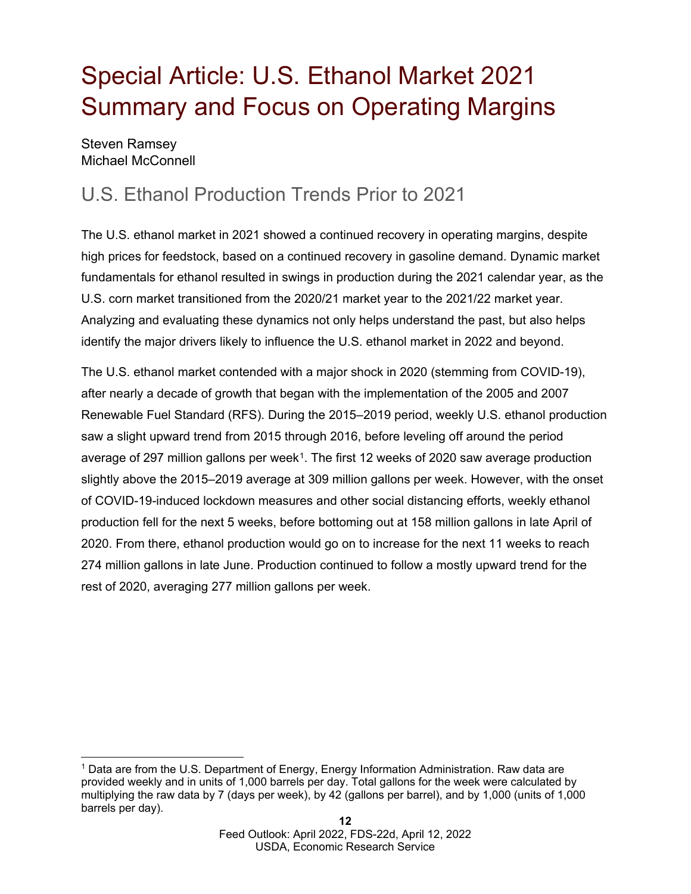# Special Article: U.S. Ethanol Market 2021 Summary and Focus on Operating Margins

Steven Ramsey
Michael McConnell

## U.S. Ethanol Production Trends Prior to 2021

The U.S. ethanol market in 2021 showed a continued recovery in operating margins, despite high prices for feedstock, based on a continued recovery in gasoline demand. Dynamic market fundamentals for ethanol resulted in swings in production during the 2021 calendar year, as the U.S. corn market transitioned from the 2020/21 market year to the 2021/22 market year. Analyzing and evaluating these dynamics not only helps understand the past, but also helps identify the major drivers likely to influence the U.S. ethanol market in 2022 and beyond.

The U.S. ethanol market contended with a major shock in 2020 (stemming from COVID-19), after nearly a decade of growth that began with the implementation of the 2005 and 2007 Renewable Fuel Standard (RFS). During the 2015–2019 period, weekly U.S. ethanol production saw a slight upward trend from 2015 through 2016, before leveling off around the period average of 297 million gallons per week[1]. The first 12 weeks of 2020 saw average production slightly above the 2015–2019 average at 309 million gallons per week. However, with the onset of COVID-19-induced lockdown measures and other social distancing efforts, weekly ethanol production fell for the next 5 weeks, before bottoming out at 158 million gallons in late April of 2020. From there, ethanol production would go on to increase for the next 11 weeks to reach 274 million gallons in late June. Production continued to follow a mostly upward trend for the rest of 2020, averaging 277 million gallons per week.

---

[1] Data are from the U.S. Department of Energy, Energy Information Administration. Raw data are provided weekly and in units of 1,000 barrels per day. Total gallons for the week were calculated by multiplying the raw data by 7 (days per week), by 42 (gallons per barrel), and by 1,000 (units of 1,000 barrels per day).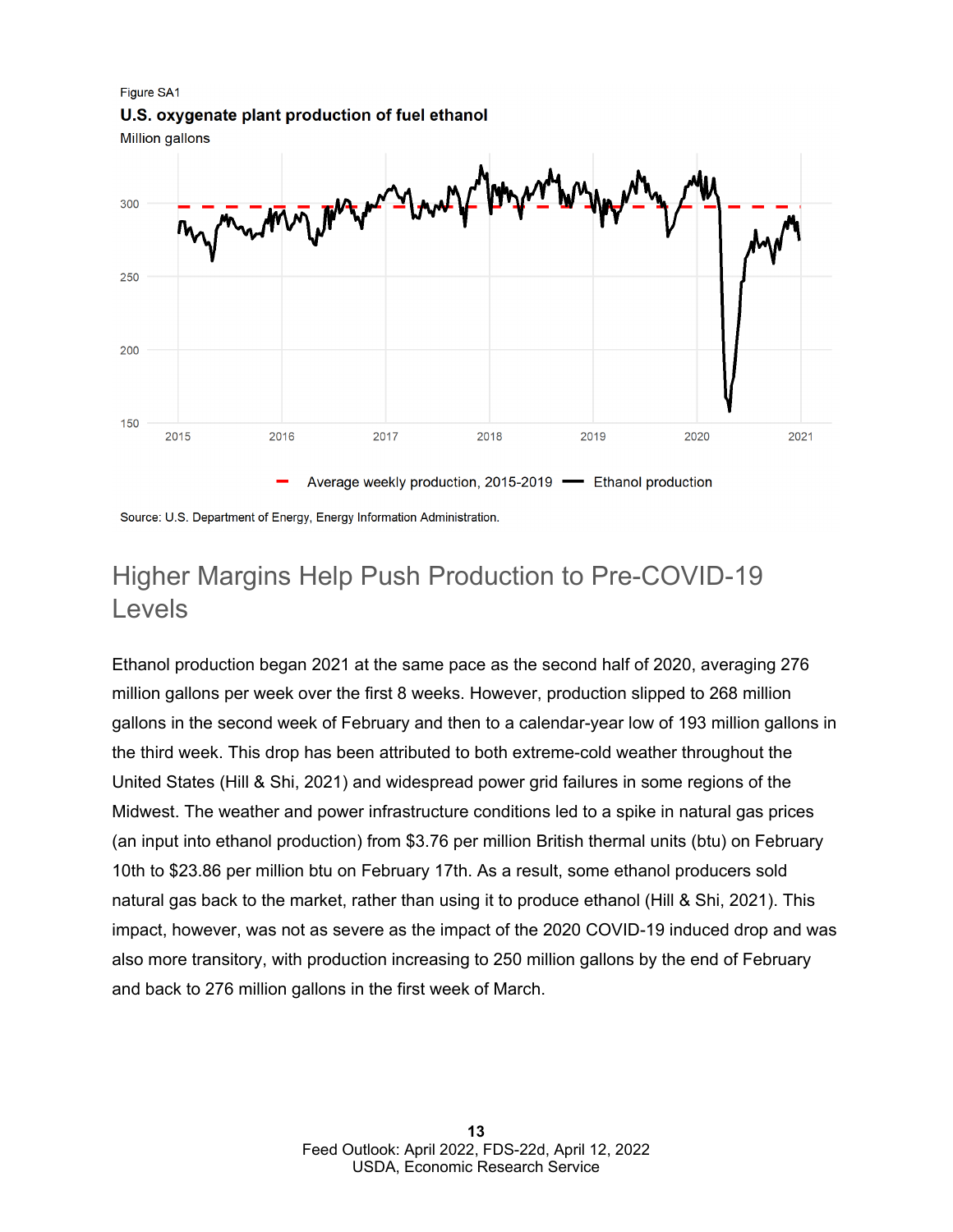Figure SA1

**U.S. oxygenate plant production of fuel ethanol**

Million gallons

Source: U.S. Department of Energy, Energy Information Administration.

## Higher Margins Help Push Production to Pre-COVID-19 Levels

Ethanol production began 2021 at the same pace as the second half of 2020, averaging 276 million gallons per week over the first 8 weeks. However, production slipped to 268 million gallons in the second week of February and then to a calendar-year low of 193 million gallons in the third week. This drop has been attributed to both extreme-cold weather throughout the United States (Hill & Shi, 2021) and widespread power grid failures in some regions of the Midwest. The weather and power infrastructure conditions led to a spike in natural gas prices (an input into ethanol production) from $3.76 per million British thermal units (btu) on February 10th to $23.86 per million btu on February 17th. As a result, some ethanol producers sold natural gas back to the market, rather than using it to produce ethanol (Hill & Shi, 2021). This impact, however, was not as severe as the impact of the 2020 COVID-19 induced drop and was also more transitory, with production increasing to 250 million gallons by the end of February and back to 276 million gallons in the first week of March.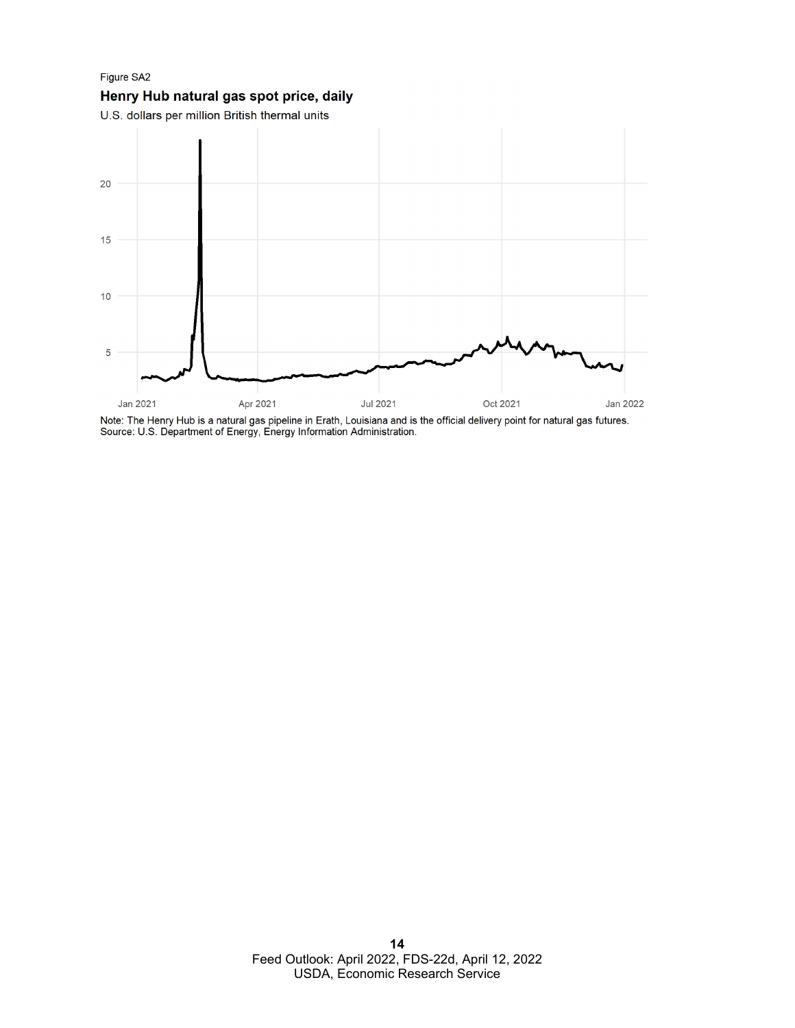Figure SA2

**Henry Hub natural gas spot price, daily**

U.S. dollars per million British thermal units

Note: The Henry Hub is a natural gas pipeline in Erath, Louisiana and is the official delivery point for natural gas futures.
Source: U.S. Department of Energy, Energy Information Administration.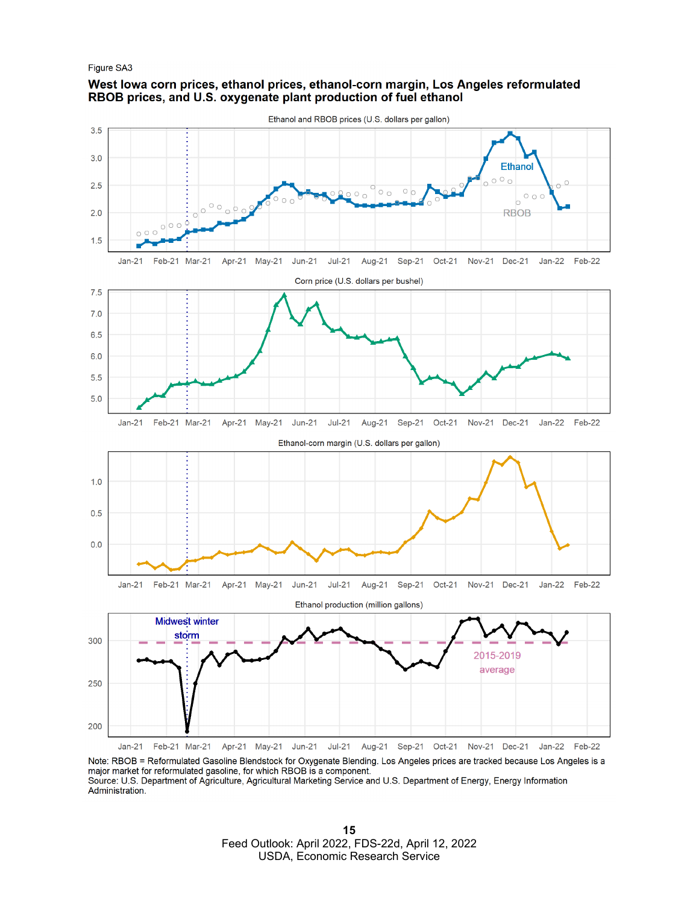Figure SA3

**West Iowa corn prices, ethanol prices, ethanol-corn margin, Los Angeles reformulated RBOB prices, and U.S. oxygenate plant production of fuel ethanol**

Note: RBOB = Reformulated Gasoline Blendstock for Oxygenate Blending. Los Angeles prices are tracked because Los Angeles is a major market for reformulated gasoline, for which RBOB is a component.
Source: U.S. Department of Agriculture, Agricultural Marketing Service and U.S. Department of Energy, Energy Information Administration.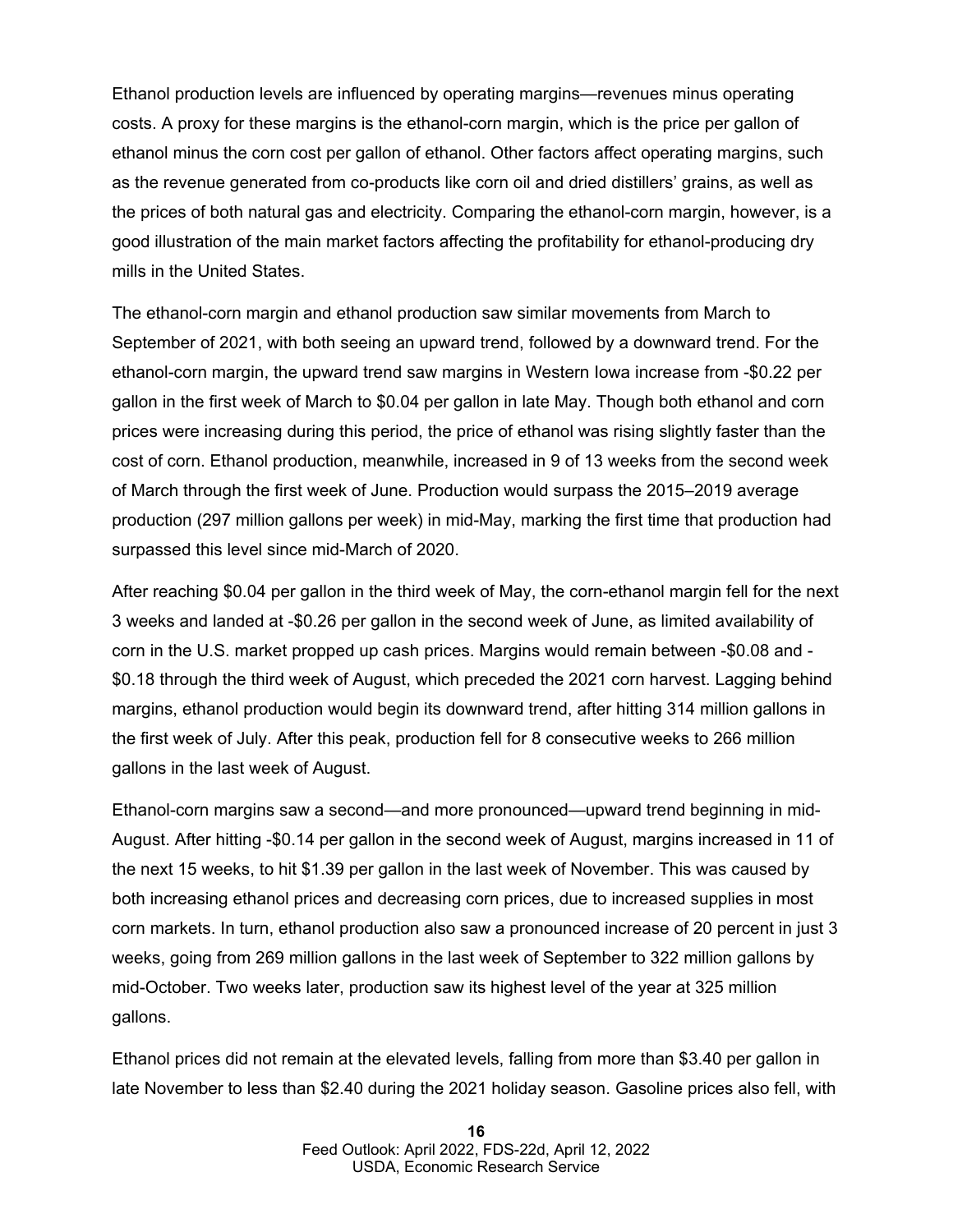Ethanol production levels are influenced by operating margins—revenues minus operating costs. A proxy for these margins is the ethanol-corn margin, which is the price per gallon of ethanol minus the corn cost per gallon of ethanol. Other factors affect operating margins, such as the revenue generated from co-products like corn oil and dried distillers' grains, as well as the prices of both natural gas and electricity. Comparing the ethanol-corn margin, however, is a good illustration of the main market factors affecting the profitability for ethanol-producing dry mills in the United States.

The ethanol-corn margin and ethanol production saw similar movements from March to September of 2021, with both seeing an upward trend, followed by a downward trend. For the ethanol-corn margin, the upward trend saw margins in Western Iowa increase from -\$0.22 per gallon in the first week of March to \$0.04 per gallon in late May. Though both ethanol and corn prices were increasing during this period, the price of ethanol was rising slightly faster than the cost of corn. Ethanol production, meanwhile, increased in 9 of 13 weeks from the second week of March through the first week of June. Production would surpass the 2015–2019 average production (297 million gallons per week) in mid-May, marking the first time that production had surpassed this level since mid-March of 2020.

After reaching \$0.04 per gallon in the third week of May, the corn-ethanol margin fell for the next 3 weeks and landed at -\$0.26 per gallon in the second week of June, as limited availability of corn in the U.S. market propped up cash prices. Margins would remain between -\$0.08 and -\$0.18 through the third week of August, which preceded the 2021 corn harvest. Lagging behind margins, ethanol production would begin its downward trend, after hitting 314 million gallons in the first week of July. After this peak, production fell for 8 consecutive weeks to 266 million gallons in the last week of August.

Ethanol-corn margins saw a second—and more pronounced—upward trend beginning in mid-August. After hitting -\$0.14 per gallon in the second week of August, margins increased in 11 of the next 15 weeks, to hit \$1.39 per gallon in the last week of November. This was caused by both increasing ethanol prices and decreasing corn prices, due to increased supplies in most corn markets. In turn, ethanol production also saw a pronounced increase of 20 percent in just 3 weeks, going from 269 million gallons in the last week of September to 322 million gallons by mid-October. Two weeks later, production saw its highest level of the year at 325 million gallons.

Ethanol prices did not remain at the elevated levels, falling from more than \$3.40 per gallon in late November to less than \$2.40 during the 2021 holiday season. Gasoline prices also fell, with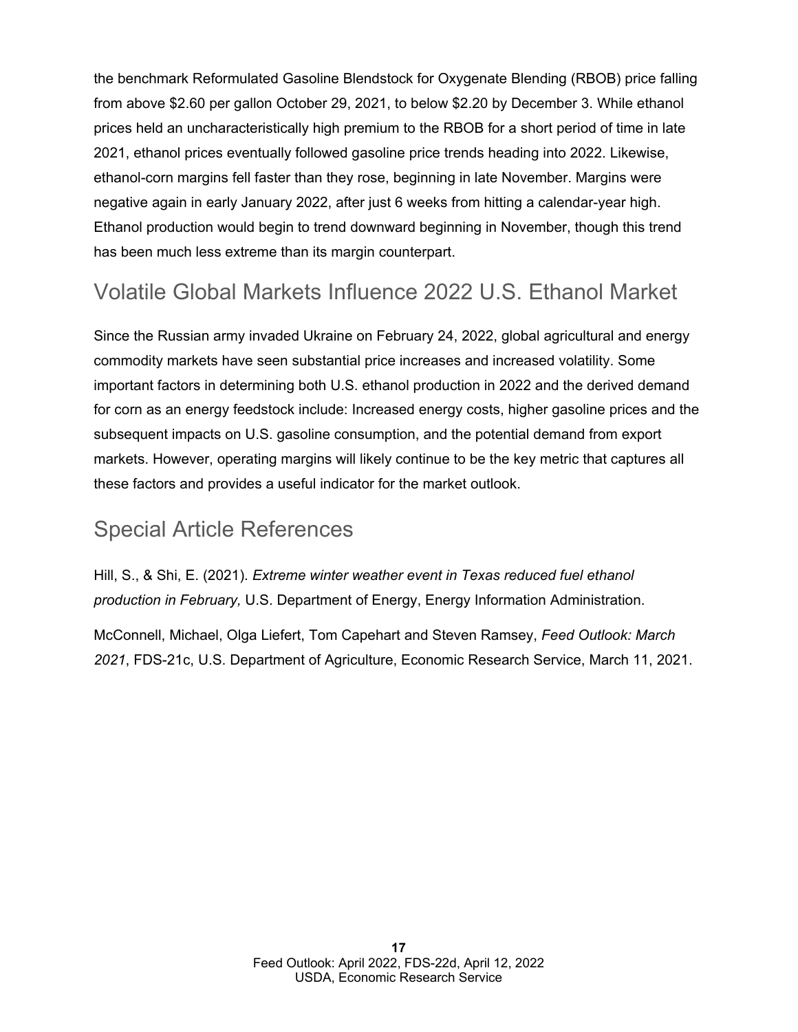the benchmark Reformulated Gasoline Blendstock for Oxygenate Blending (RBOB) price falling from above $2.60 per gallon October 29, 2021, to below $2.20 by December 3. While ethanol prices held an uncharacteristically high premium to the RBOB for a short period of time in late 2021, ethanol prices eventually followed gasoline price trends heading into 2022. Likewise, ethanol-corn margins fell faster than they rose, beginning in late November. Margins were negative again in early January 2022, after just 6 weeks from hitting a calendar-year high. Ethanol production would begin to trend downward beginning in November, though this trend has been much less extreme than its margin counterpart.

## Volatile Global Markets Influence 2022 U.S. Ethanol Market

Since the Russian army invaded Ukraine on February 24, 2022, global agricultural and energy commodity markets have seen substantial price increases and increased volatility. Some important factors in determining both U.S. ethanol production in 2022 and the derived demand for corn as an energy feedstock include: Increased energy costs, higher gasoline prices and the subsequent impacts on U.S. gasoline consumption, and the potential demand from export markets. However, operating margins will likely continue to be the key metric that captures all these factors and provides a useful indicator for the market outlook.

## Special Article References

Hill, S., & Shi, E. (2021). *Extreme winter weather event in Texas reduced fuel ethanol production in February,* U.S. Department of Energy, Energy Information Administration.

McConnell, Michael, Olga Liefert, Tom Capehart and Steven Ramsey, *Feed Outlook: March 2021*, FDS-21c, U.S. Department of Agriculture, Economic Research Service, March 11, 2021.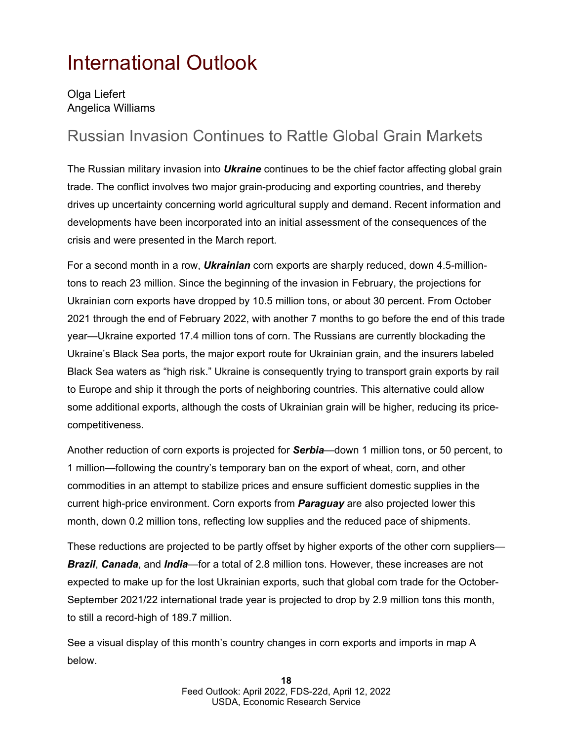# International Outlook

Olga Liefert
Angelica Williams

## Russian Invasion Continues to Rattle Global Grain Markets

The Russian military invasion into ***Ukraine*** continues to be the chief factor affecting global grain trade. The conflict involves two major grain-producing and exporting countries, and thereby drives up uncertainty concerning world agricultural supply and demand. Recent information and developments have been incorporated into an initial assessment of the consequences of the crisis and were presented in the March report.

For a second month in a row, ***Ukrainian*** corn exports are sharply reduced, down 4.5-million-tons to reach 23 million. Since the beginning of the invasion in February, the projections for Ukrainian corn exports have dropped by 10.5 million tons, or about 30 percent. From October 2021 through the end of February 2022, with another 7 months to go before the end of this trade year—Ukraine exported 17.4 million tons of corn. The Russians are currently blockading the Ukraine's Black Sea ports, the major export route for Ukrainian grain, and the insurers labeled Black Sea waters as "high risk." Ukraine is consequently trying to transport grain exports by rail to Europe and ship it through the ports of neighboring countries. This alternative could allow some additional exports, although the costs of Ukrainian grain will be higher, reducing its price-competitiveness.

Another reduction of corn exports is projected for ***Serbia***—down 1 million tons, or 50 percent, to 1 million—following the country's temporary ban on the export of wheat, corn, and other commodities in an attempt to stabilize prices and ensure sufficient domestic supplies in the current high-price environment. Corn exports from ***Paraguay*** are also projected lower this month, down 0.2 million tons, reflecting low supplies and the reduced pace of shipments.

These reductions are projected to be partly offset by higher exports of the other corn suppliers—***Brazil***, ***Canada***, and ***India***—for a total of 2.8 million tons. However, these increases are not expected to make up for the lost Ukrainian exports, such that global corn trade for the October-September 2021/22 international trade year is projected to drop by 2.9 million tons this month, to still a record-high of 189.7 million.

See a visual display of this month's country changes in corn exports and imports in map A below.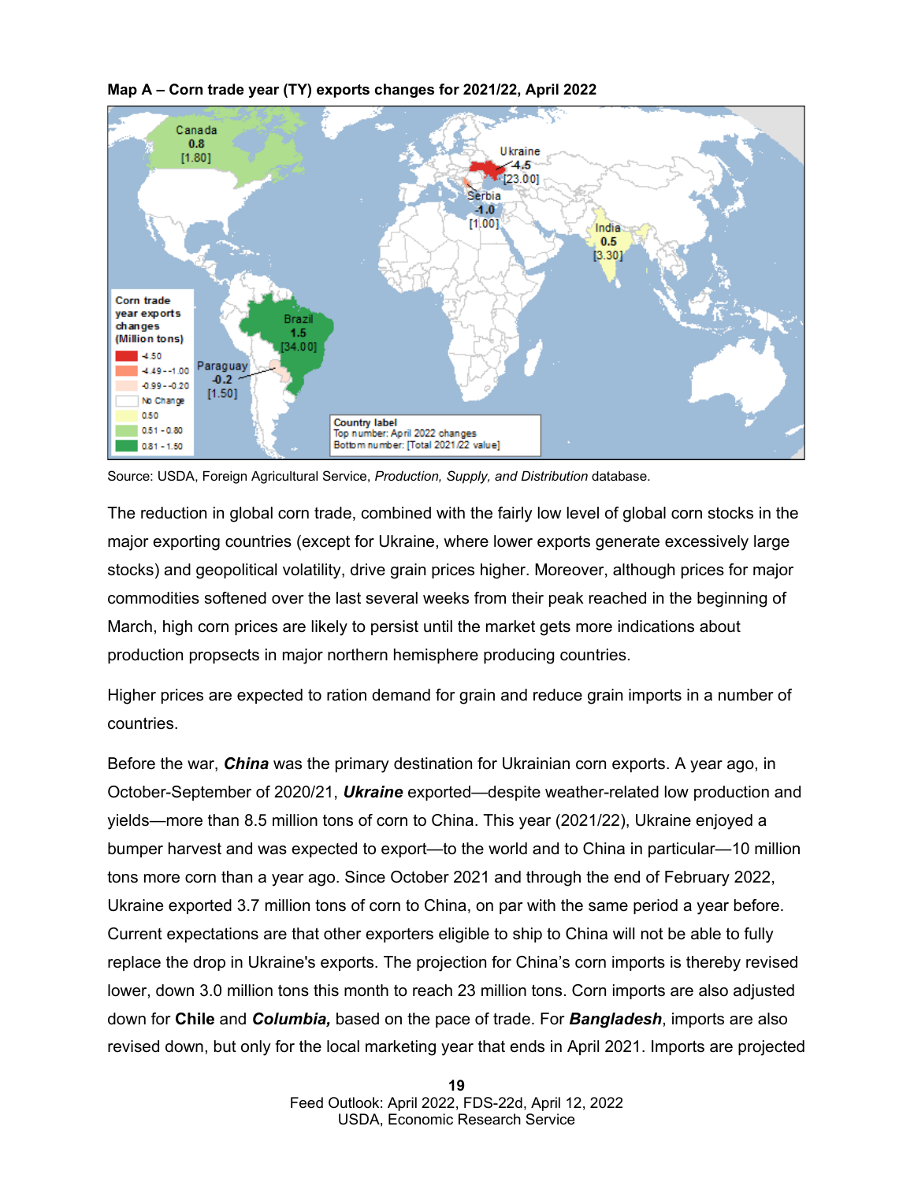**Map A – Corn trade year (TY) exports changes for 2021/22, April 2022**

Source: USDA, Foreign Agricultural Service, *Production, Supply, and Distribution* database.

The reduction in global corn trade, combined with the fairly low level of global corn stocks in the major exporting countries (except for Ukraine, where lower exports generate excessively large stocks) and geopolitical volatility, drive grain prices higher. Moreover, although prices for major commodities softened over the last several weeks from their peak reached in the beginning of March, high corn prices are likely to persist until the market gets more indications about production propsects in major northern hemisphere producing countries.

Higher prices are expected to ration demand for grain and reduce grain imports in a number of countries.

Before the war, ***China*** was the primary destination for Ukrainian corn exports. A year ago, in October-September of 2020/21, ***Ukraine*** exported—despite weather-related low production and yields—more than 8.5 million tons of corn to China. This year (2021/22), Ukraine enjoyed a bumper harvest and was expected to export—to the world and to China in particular—10 million tons more corn than a year ago. Since October 2021 and through the end of February 2022, Ukraine exported 3.7 million tons of corn to China, on par with the same period a year before. Current expectations are that other exporters eligible to ship to China will not be able to fully replace the drop in Ukraine's exports. The projection for China's corn imports is thereby revised lower, down 3.0 million tons this month to reach 23 million tons. Corn imports are also adjusted down for **Chile** and ***Columbia,*** based on the pace of trade. For ***Bangladesh***, imports are also revised down, but only for the local marketing year that ends in April 2021. Imports are projected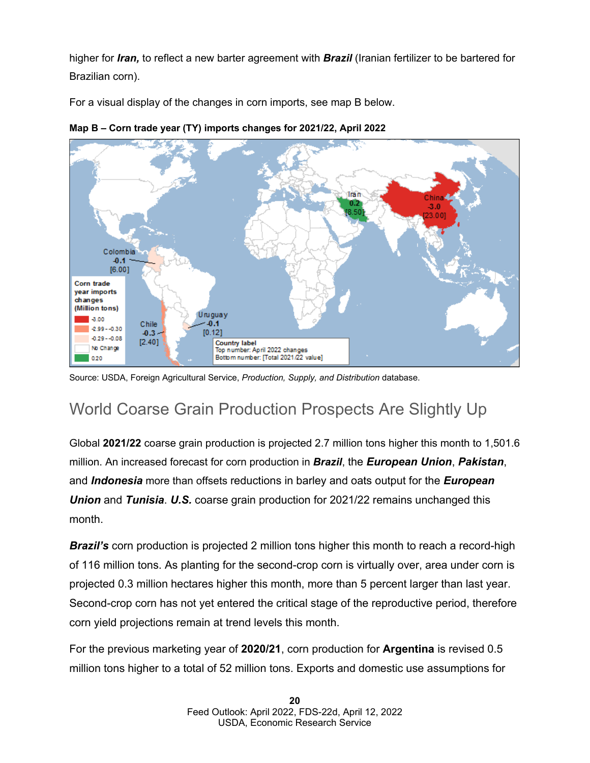higher for ***Iran,*** to reflect a new barter agreement with ***Brazil*** (Iranian fertilizer to be bartered for Brazilian corn).

For a visual display of the changes in corn imports, see map B below.

**Map B – Corn trade year (TY) imports changes for 2021/22, April 2022**

Source: USDA, Foreign Agricultural Service, *Production, Supply, and Distribution* database.

## World Coarse Grain Production Prospects Are Slightly Up

Global **2021/22** coarse grain production is projected 2.7 million tons higher this month to 1,501.6 million. An increased forecast for corn production in ***Brazil***, the ***European Union***, ***Pakistan***, and ***Indonesia*** more than offsets reductions in barley and oats output for the ***European Union*** and ***Tunisia***. ***U.S.*** coarse grain production for 2021/22 remains unchanged this month.

***Brazil's*** corn production is projected 2 million tons higher this month to reach a record-high of 116 million tons. As planting for the second-crop corn is virtually over, area under corn is projected 0.3 million hectares higher this month, more than 5 percent larger than last year. Second-crop corn has not yet entered the critical stage of the reproductive period, therefore corn yield projections remain at trend levels this month.

For the previous marketing year of **2020/21**, corn production for **Argentina** is revised 0.5 million tons higher to a total of 52 million tons. Exports and domestic use assumptions for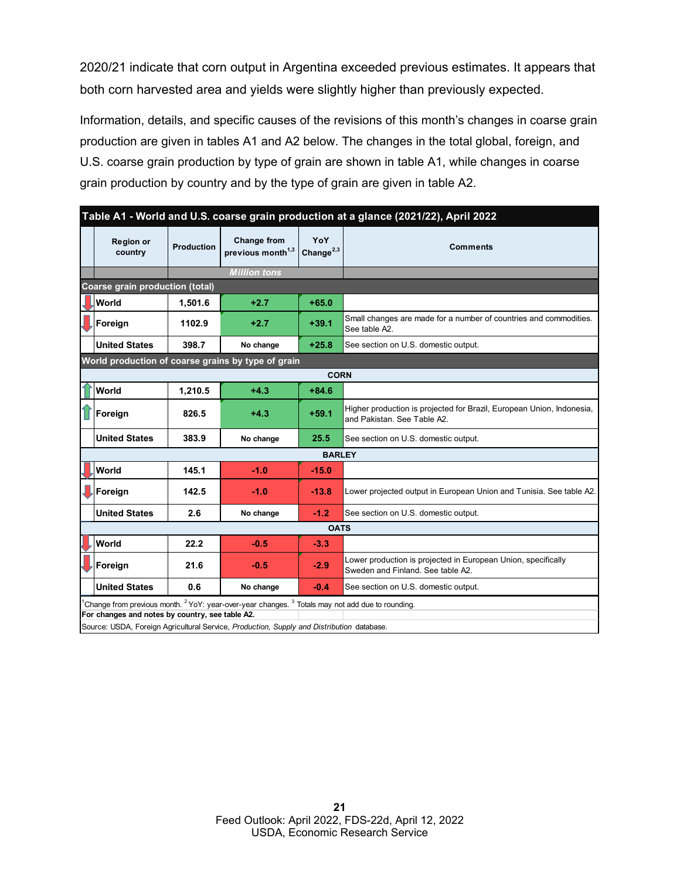2020/21 indicate that corn output in Argentina exceeded previous estimates. It appears that both corn harvested area and yields were slightly higher than previously expected.

Information, details, and specific causes of the revisions of this month's changes in coarse grain production are given in tables A1 and A2 below. The changes in the total global, foreign, and U.S. coarse grain production by type of grain are shown in table A1, while changes in coarse grain production by country and by the type of grain are given in table A2.

**Table A1 - World and U.S. coarse grain production at a glance (2021/22), April 2022**

| Region or country | Production | Change from previous month[1,3] | YoY Change[2,3] | Comments |
|---|---|---|---|---|
| | | *Million tons* | | |
| **Coarse grain production (total)** | | | | |
| World | 1,501.6 | +2.7 | +65.0 | |
| Foreign | 1102.9 | +2.7 | +39.1 | Small changes are made for a number of countries and commodities. See table A2. |
| United States | 398.7 | No change | +25.8 | See section on U.S. domestic output. |
| **World production of coarse grains by type of grain** | | | | |
| **CORN** | | | | |
| World | 1,210.5 | +4.3 | +84.6 | |
| Foreign | 826.5 | +4.3 | +59.1 | Higher production is projected for Brazil, European Union, Indonesia, and Pakistan. See Table A2. |
| United States | 383.9 | No change | 25.5 | See section on U.S. domestic output. |
| **BARLEY** | | | | |
| World | 145.1 | -1.0 | -15.0 | |
| Foreign | 142.5 | -1.0 | -13.8 | Lower projected output in European Union and Tunisia. See table A2. |
| United States | 2.6 | No change | -1.2 | See section on U.S. domestic output. |
| **OATS** | | | | |
| World | 22.2 | -0.5 | -3.3 | |
| Foreign | 21.6 | -0.5 | -2.9 | Lower production is projected in European Union, specifically Sweden and Finland. See table A2. |
| United States | 0.6 | No change | -0.4 | See section on U.S. domestic output. |

[1]Change from previous month. [2]YoY: year-over-year changes. [3] Totals may not add due to rounding.
**For changes and notes by country, see table A2.**
Source: USDA, Foreign Agricultural Service, *Production, Supply and Distribution* database.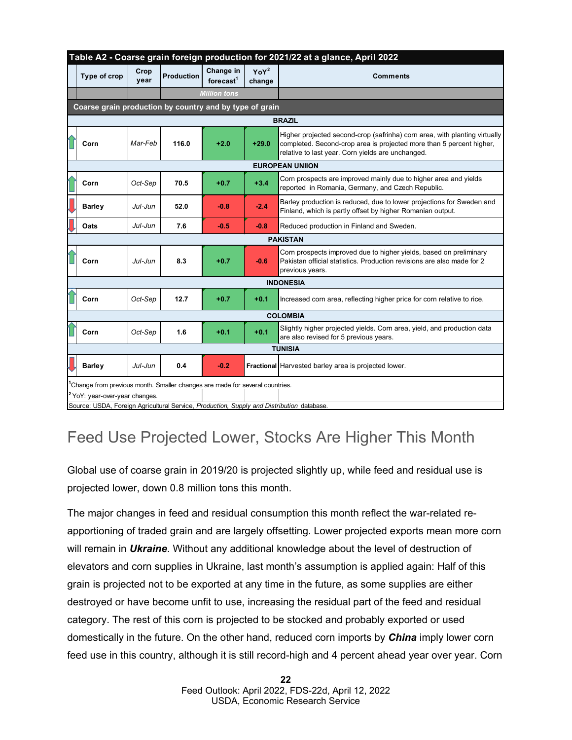**Table A2 - Coarse grain foreign production for 2021/22 at a glance, April 2022**

| Type of crop | Crop year | Production | Change in forecast[1] | YoY[2] change | Comments |
|---|---|---|---|---|---|
| | | *Million tons* | | | |
| **Coarse grain production by country and by type of grain** | | | | | |
| **BRAZIL** | | | | | |
| Corn | *Mar-Feb* | 116.0 | +2.0 | +29.0 | Higher projected second-crop (safrinha) corn area, with planting virtually completed. Second-crop area is projected more than 5 percent higher, relative to last year. Corn yields are unchanged. |
| **EUROPEAN UNIION** | | | | | |
| Corn | *Oct-Sep* | 70.5 | +0.7 | +3.4 | Corn prospects are improved mainly due to higher area and yields reported in Romania, Germany, and Czech Republic. |
| Barley | *Jul-Jun* | 52.0 | -0.8 | -2.4 | Barley production is reduced, due to lower projections for Sweden and Finland, which is partly offset by higher Romanian output. |
| Oats | *Jul-Jun* | 7.6 | -0.5 | -0.8 | Reduced production in Finland and Sweden. |
| **PAKISTAN** | | | | | |
| Corn | *Jul-Jun* | 8.3 | +0.7 | -0.6 | Corn prospects improved due to higher yields, based on preliminary Pakistan official statistics. Production revisions are also made for 2 previous years. |
| **INDONESIA** | | | | | |
| Corn | *Oct-Sep* | 12.7 | +0.7 | +0.1 | Increased corn area, reflecting higher price for corn relative to rice. |
| **COLOMBIA** | | | | | |
| Corn | *Oct-Sep* | 1.6 | +0.1 | +0.1 | Slightly higher projected yields. Corn area, yield, and production data are also revised for 5 previous years. |
| **TUNISIA** | | | | | |
| Barley | *Jul-Jun* | 0.4 | -0.2 | Fractional | Harvested barley area is projected lower. |

[1]Change from previous month. Smaller changes are made for several countries.
[2] YoY: year-over-year changes.
Source: USDA, Foreign Agricultural Service, *Production, Supply and Distribution* database.

## Feed Use Projected Lower, Stocks Are Higher This Month

Global use of coarse grain in 2019/20 is projected slightly up, while feed and residual use is projected lower, down 0.8 million tons this month.

The major changes in feed and residual consumption this month reflect the war-related re-apportioning of traded grain and are largely offsetting. Lower projected exports mean more corn will remain in ***Ukraine***. Without any additional knowledge about the level of destruction of elevators and corn supplies in Ukraine, last month's assumption is applied again: Half of this grain is projected not to be exported at any time in the future, as some supplies are either destroyed or have become unfit to use, increasing the residual part of the feed and residual category. The rest of this corn is projected to be stocked and probably exported or used domestically in the future. On the other hand, reduced corn imports by ***China*** imply lower corn feed use in this country, although it is still record-high and 4 percent ahead year over year. Corn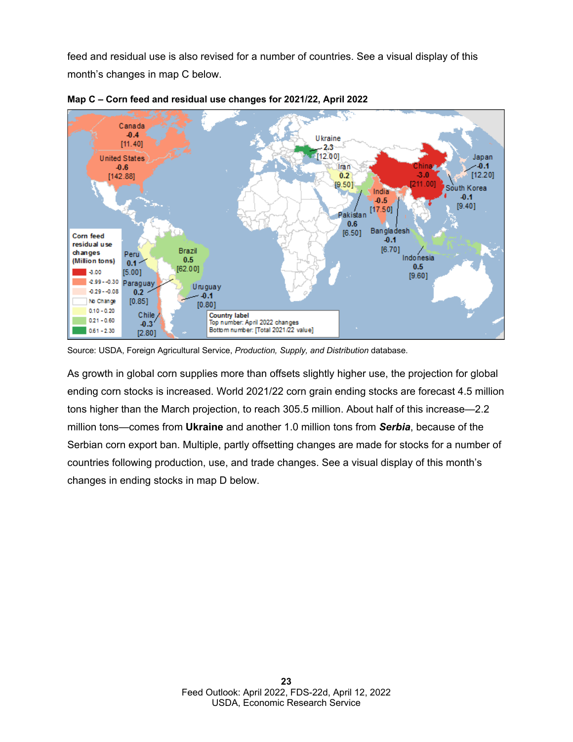feed and residual use is also revised for a number of countries. See a visual display of this month's changes in map C below.

**Map C – Corn feed and residual use changes for 2021/22, April 2022**

Source: USDA, Foreign Agricultural Service, *Production, Supply, and Distribution* database.

As growth in global corn supplies more than offsets slightly higher use, the projection for global ending corn stocks is increased. World 2021/22 corn grain ending stocks are forecast 4.5 million tons higher than the March projection, to reach 305.5 million. About half of this increase—2.2 million tons—comes from **Ukraine** and another 1.0 million tons from ***Serbia***, because of the Serbian corn export ban. Multiple, partly offsetting changes are made for stocks for a number of countries following production, use, and trade changes. See a visual display of this month's changes in ending stocks in map D below.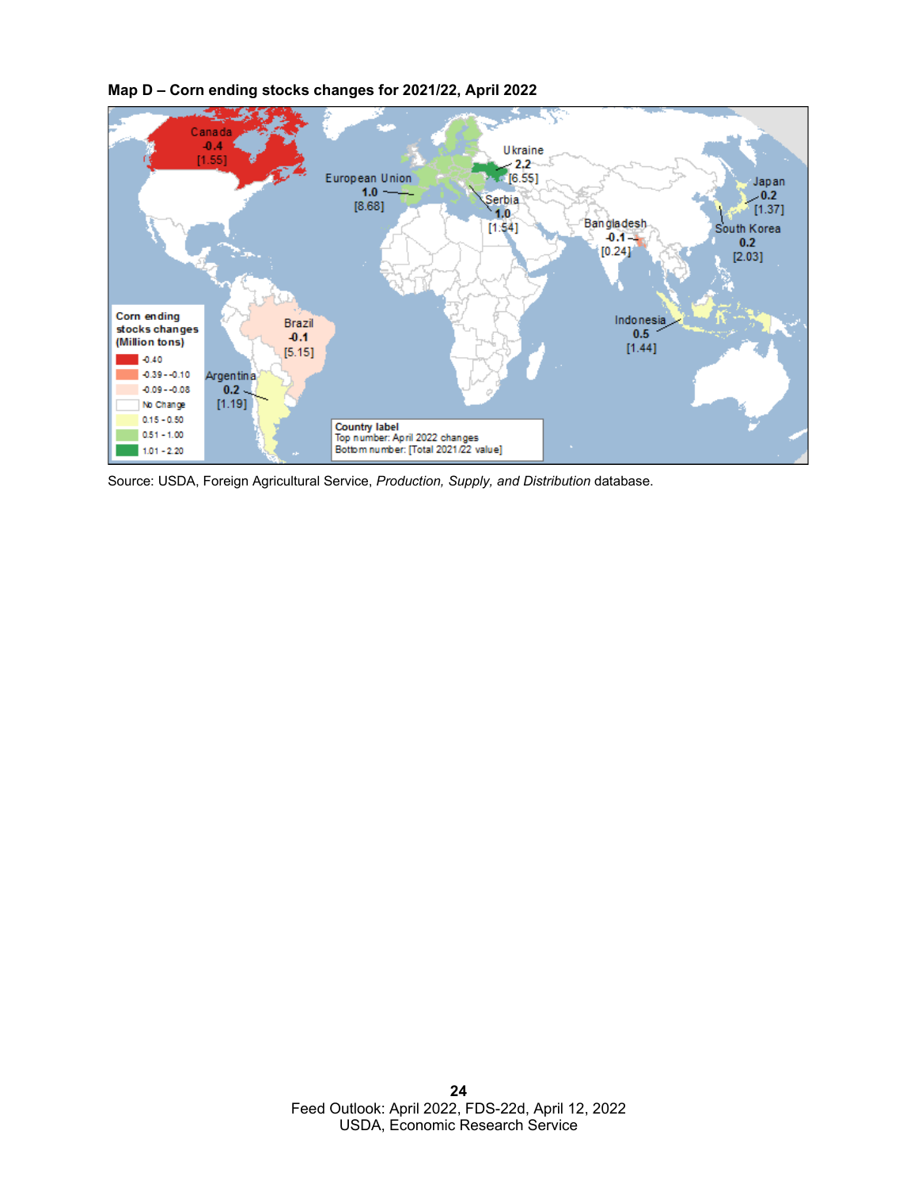**Map D – Corn ending stocks changes for 2021/22, April 2022**

| Country | April 2022 changes | Total 2021/22 value |
|---|---|---|
| Canada | -0.4 | 1.55 |
| European Union | 1.0 | 8.68 |
| Ukraine | 2.2 | 6.55 |
| Serbia | 1.0 | 1.54 |
| Bangladesh | -0.1 | 0.24 |
| Japan | 0.2 | 1.37 |
| South Korea | 0.2 | 2.03 |
| Indonesia | 0.5 | 1.44 |
| Brazil | -0.1 | 5.15 |
| Argentina | 0.2 | 1.19 |

Corn ending stocks changes (Million tons)
- -0.40
- -0.39 - -0.10
- -0.09 - -0.08
- No Change
- 0.15 - 0.50
- 0.51 - 1.00
- 1.01 - 2.20

Country label
Top number: April 2022 changes
Bottom number: [Total 2021/22 value]

Source: USDA, Foreign Agricultural Service, *Production, Supply, and Distribution* database.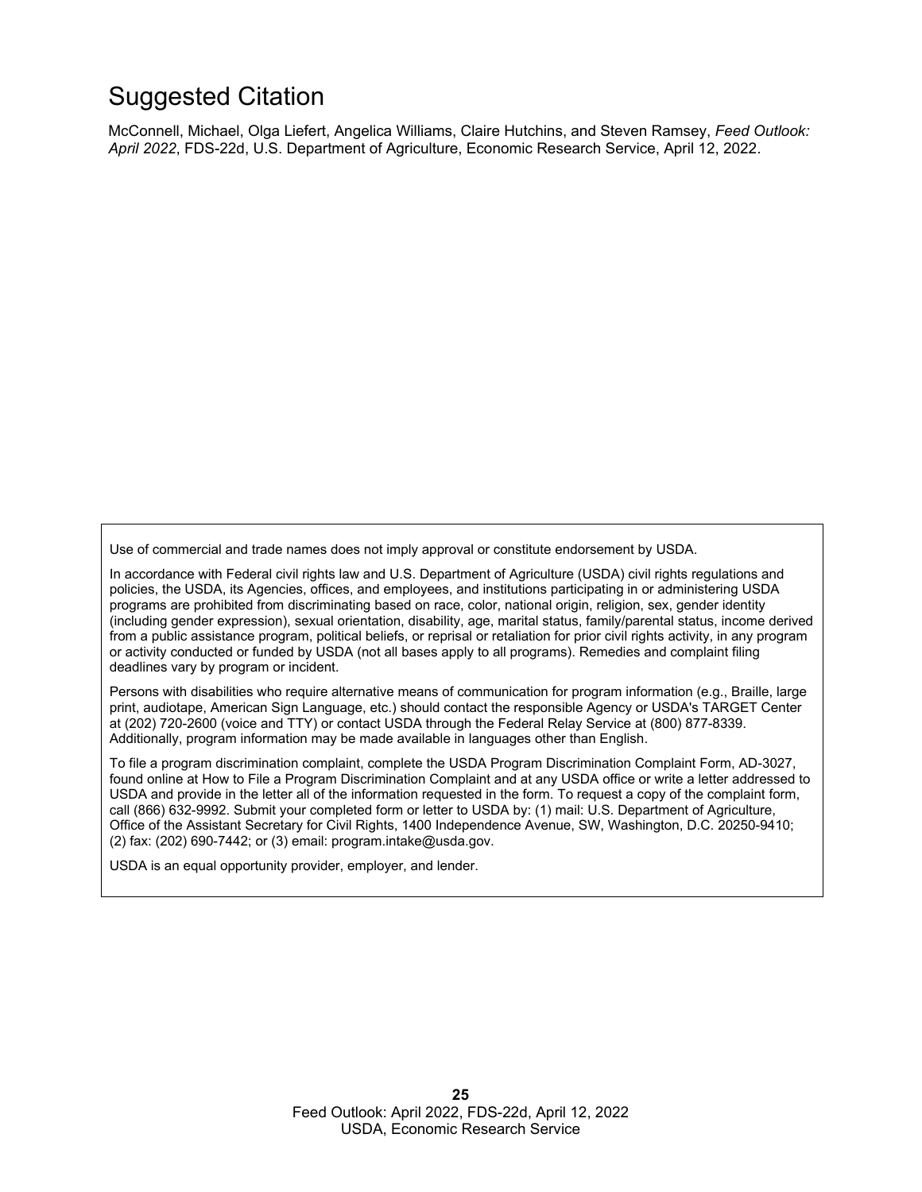## Suggested Citation

McConnell, Michael, Olga Liefert, Angelica Williams, Claire Hutchins, and Steven Ramsey, *Feed Outlook: April 2022*, FDS-22d, U.S. Department of Agriculture, Economic Research Service, April 12, 2022.

Use of commercial and trade names does not imply approval or constitute endorsement by USDA.

In accordance with Federal civil rights law and U.S. Department of Agriculture (USDA) civil rights regulations and policies, the USDA, its Agencies, offices, and employees, and institutions participating in or administering USDA programs are prohibited from discriminating based on race, color, national origin, religion, sex, gender identity (including gender expression), sexual orientation, disability, age, marital status, family/parental status, income derived from a public assistance program, political beliefs, or reprisal or retaliation for prior civil rights activity, in any program or activity conducted or funded by USDA (not all bases apply to all programs). Remedies and complaint filing deadlines vary by program or incident.

Persons with disabilities who require alternative means of communication for program information (e.g., Braille, large print, audiotape, American Sign Language, etc.) should contact the responsible Agency or USDA's TARGET Center at (202) 720-2600 (voice and TTY) or contact USDA through the Federal Relay Service at (800) 877-8339. Additionally, program information may be made available in languages other than English.

To file a program discrimination complaint, complete the USDA Program Discrimination Complaint Form, AD-3027, found online at How to File a Program Discrimination Complaint and at any USDA office or write a letter addressed to USDA and provide in the letter all of the information requested in the form. To request a copy of the complaint form, call (866) 632-9992. Submit your completed form or letter to USDA by: (1) mail: U.S. Department of Agriculture, Office of the Assistant Secretary for Civil Rights, 1400 Independence Avenue, SW, Washington, D.C. 20250-9410; (2) fax: (202) 690-7442; or (3) email: program.intake@usda.gov.

USDA is an equal opportunity provider, employer, and lender.